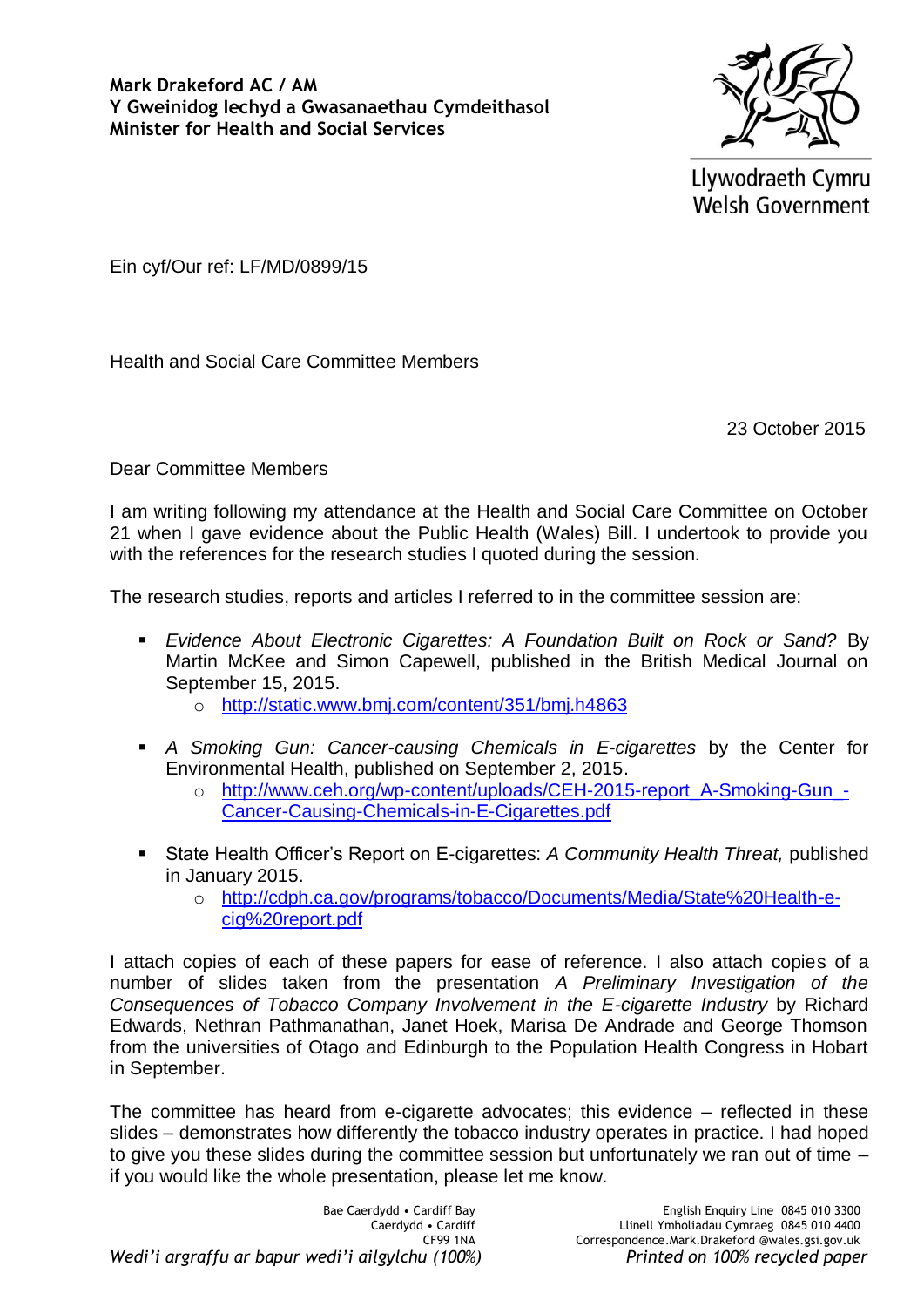**Mark Drakeford AC / AM**
**Y Gweinidog Iechyd a Gwasanaethau Cymdeithasol**
**Minister for Health and Social Services**

Llywodraeth Cymru
Welsh Government

Ein cyf/Our ref: LF/MD/0899/15

Health and Social Care Committee Members

23 October 2015

Dear Committee Members

I am writing following my attendance at the Health and Social Care Committee on October 21 when I gave evidence about the Public Health (Wales) Bill. I undertook to provide you with the references for the research studies I quoted during the session.

The research studies, reports and articles I referred to in the committee session are:

- *Evidence About Electronic Cigarettes: A Foundation Built on Rock or Sand?* By Martin McKee and Simon Capewell, published in the British Medical Journal on September 15, 2015.
  - http://static.www.bmj.com/content/351/bmj.h4863
- *A Smoking Gun: Cancer-causing Chemicals in E-cigarettes* by the Center for Environmental Health, published on September 2, 2015.
  - http://www.ceh.org/wp-content/uploads/CEH-2015-report_A-Smoking-Gun_-Cancer-Causing-Chemicals-in-E-Cigarettes.pdf
- State Health Officer's Report on E-cigarettes: *A Community Health Threat,* published in January 2015.
  - http://cdph.ca.gov/programs/tobacco/Documents/Media/State%20Health-e-cig%20report.pdf

I attach copies of each of these papers for ease of reference. I also attach copies of a number of slides taken from the presentation *A Preliminary Investigation of the Consequences of Tobacco Company Involvement in the E-cigarette Industry* by Richard Edwards, Nethran Pathmanathan, Janet Hoek, Marisa De Andrade and George Thomson from the universities of Otago and Edinburgh to the Population Health Congress in Hobart in September.

The committee has heard from e-cigarette advocates; this evidence – reflected in these slides – demonstrates how differently the tobacco industry operates in practice. I had hoped to give you these slides during the committee session but unfortunately we ran out of time – if you would like the whole presentation, please let me know.

Bae Caerdydd • Cardiff Bay
Caerdydd • Cardiff
CF99 1NA

English Enquiry Line 0845 010 3300
Llinell Ymholiadau Cymraeg 0845 010 4400
Correspondence.Mark.Drakeford@wales.gsi.gov.uk

*Wedi'i argraffu ar bapur wedi'i ailgylchu (100%)*
*Printed on 100% recycled paper*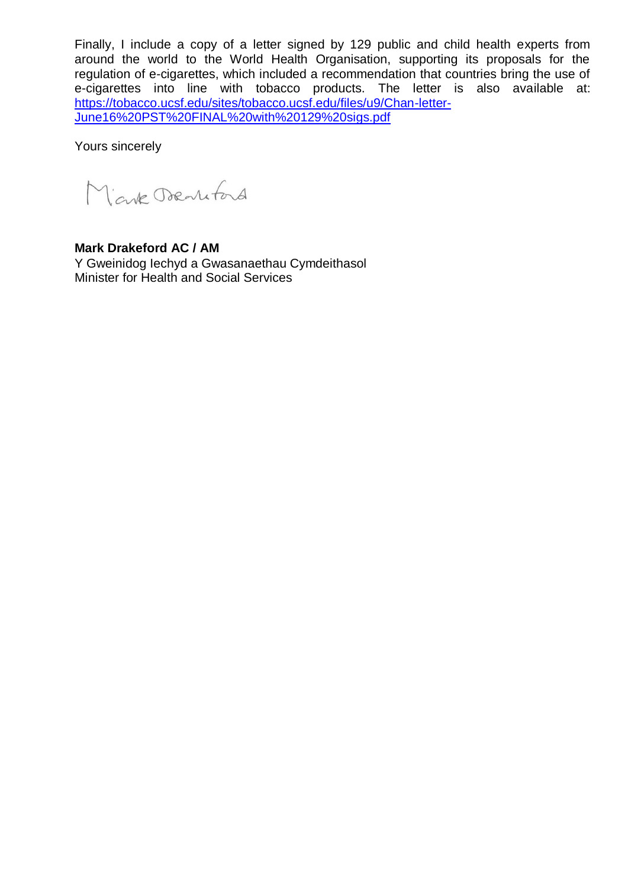Finally, I include a copy of a letter signed by 129 public and child health experts from around the world to the World Health Organisation, supporting its proposals for the regulation of e-cigarettes, which included a recommendation that countries bring the use of e-cigarettes into line with tobacco products. The letter is also available at: [https://tobacco.ucsf.edu/sites/tobacco.ucsf.edu/files/u9/Chan-letter-June16%20PST%20FINAL%20with%20129%20sigs.pdf](https://tobacco.ucsf.edu/sites/tobacco.ucsf.edu/files/u9/Chan-letter-June16%20PST%20FINAL%20with%20129%20sigs.pdf)

Yours sincerely

**Mark Drakeford AC / AM**
Y Gweinidog Iechyd a Gwasanaethau Cymdeithasol
Minister for Health and Social Services